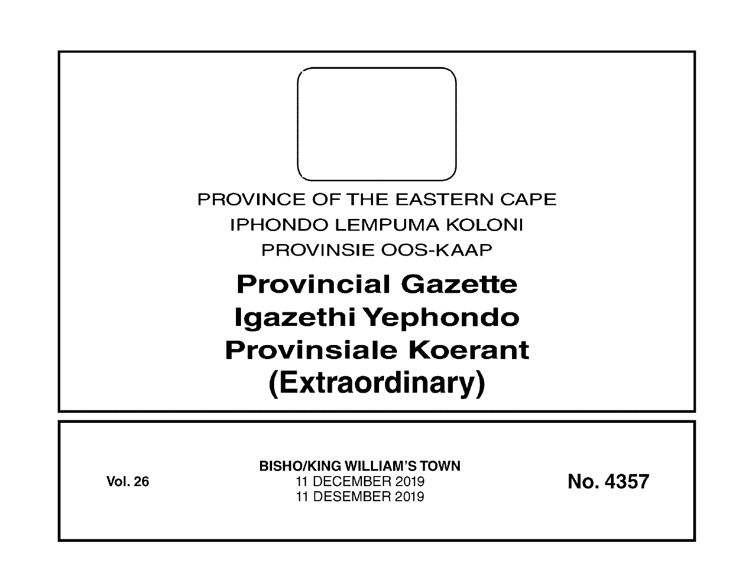PROVINCE OF THE EASTERN CAPE

IPHONDO LEMPUMA KOLONI

PROVINSIE OOS-KAAP

# Provincial Gazette
# Igazethi Yephondo
# Provinsiale Koerant
# (Extraordinary)

**Vol. 26**

**BISHO/KING WILLIAM'S TOWN**
11 DECEMBER 2019
11 DESEMBER 2019

**No. 4357**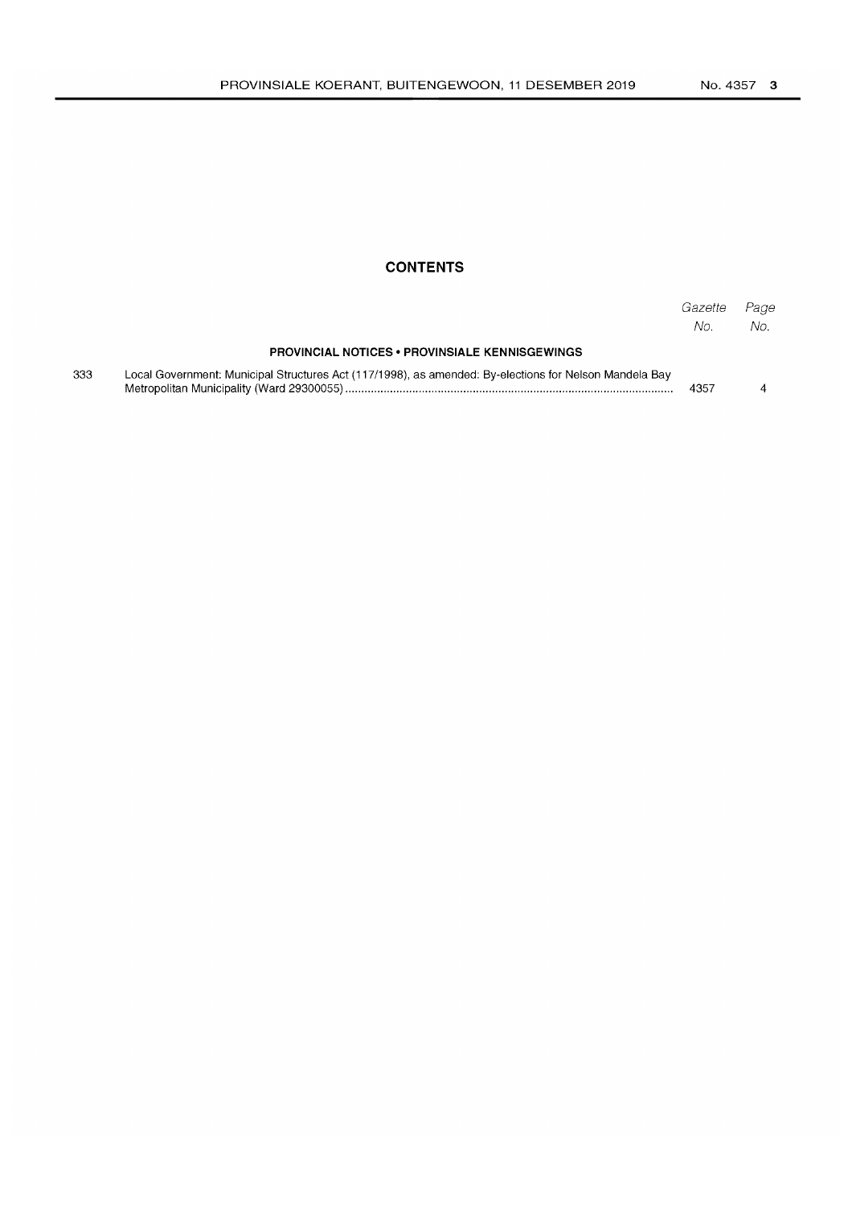## CONTENTS

| | | Gazette No. | Page No. |
|---|---|---|---|
| | **PROVINCIAL NOTICES • PROVINSIALE KENNISGEWINGS** | | |
| 333 | Local Government: Municipal Structures Act (117/1998), as amended: By-elections for Nelson Mandela Bay Metropolitan Municipality (Ward 29300055) | 4357 | 4 |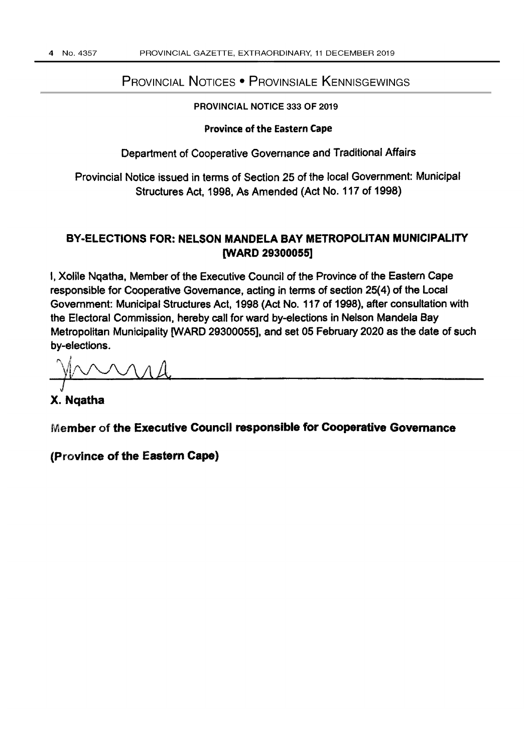# PROVINCIAL NOTICES • PROVINSIALE KENNISGEWINGS

**PROVINCIAL NOTICE 333 OF 2019**

**Province of the Eastern Cape**

Department of Cooperative Governance and Traditional Affairs

Provincial Notice issued in terms of Section 25 of the local Government: Municipal Structures Act, 1998, As Amended (Act No. 117 of 1998)

## BY-ELECTIONS FOR: NELSON MANDELA BAY METROPOLITAN MUNICIPALITY [WARD 29300055]

I, Xolile Nqatha, Member of the Executive Council of the Province of the Eastern Cape responsible for Cooperative Governance, acting in terms of section 25(4) of the Local Government: Municipal Structures Act, 1998 (Act No. 117 of 1998), after consultation with the Electoral Commission, hereby call for ward by-elections in Nelson Mandela Bay Metropolitan Municipality [WARD 29300055], and set 05 February 2020 as the date of such by-elections.

**X. Nqatha**

**Member of the Executive Council responsible for Cooperative Governance**

**(Province of the Eastern Cape)**